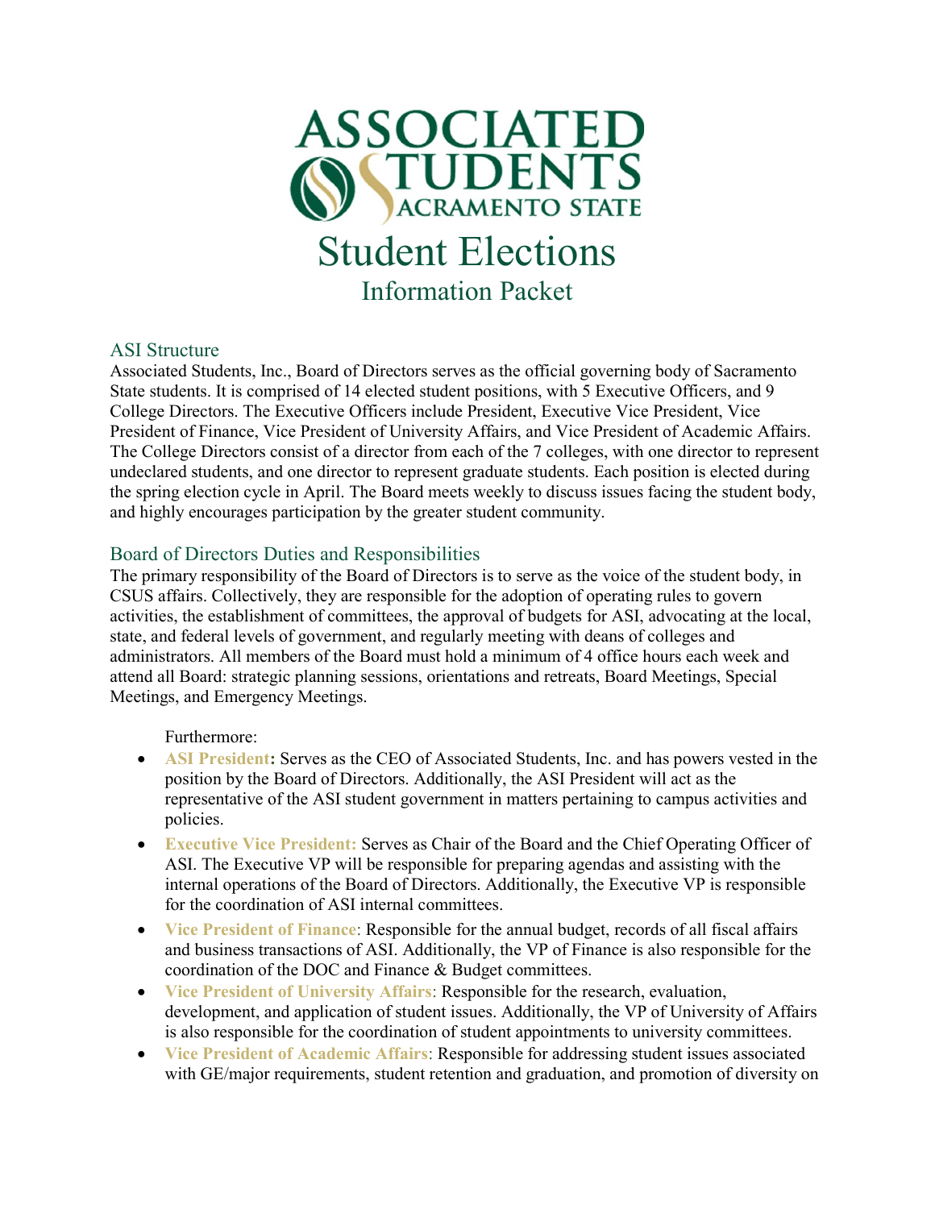# Associated Students Sacramento State

# Student Elections

## Information Packet

### ASI Structure

Associated Students, Inc., Board of Directors serves as the official governing body of Sacramento State students. It is comprised of 14 elected student positions, with 5 Executive Officers, and 9 College Directors. The Executive Officers include President, Executive Vice President, Vice President of Finance, Vice President of University Affairs, and Vice President of Academic Affairs. The College Directors consist of a director from each of the 7 colleges, with one director to represent undeclared students, and one director to represent graduate students. Each position is elected during the spring election cycle in April. The Board meets weekly to discuss issues facing the student body, and highly encourages participation by the greater student community.

### Board of Directors Duties and Responsibilities

The primary responsibility of the Board of Directors is to serve as the voice of the student body, in CSUS affairs. Collectively, they are responsible for the adoption of operating rules to govern activities, the establishment of committees, the approval of budgets for ASI, advocating at the local, state, and federal levels of government, and regularly meeting with deans of colleges and administrators. All members of the Board must hold a minimum of 4 office hours each week and attend all Board: strategic planning sessions, orientations and retreats, Board Meetings, Special Meetings, and Emergency Meetings.

Furthermore:

- **ASI President:** Serves as the CEO of Associated Students, Inc. and has powers vested in the position by the Board of Directors. Additionally, the ASI President will act as the representative of the ASI student government in matters pertaining to campus activities and policies.
- **Executive Vice President:** Serves as Chair of the Board and the Chief Operating Officer of ASI. The Executive VP will be responsible for preparing agendas and assisting with the internal operations of the Board of Directors. Additionally, the Executive VP is responsible for the coordination of ASI internal committees.
- **Vice President of Finance**: Responsible for the annual budget, records of all fiscal affairs and business transactions of ASI. Additionally, the VP of Finance is also responsible for the coordination of the DOC and Finance & Budget committees.
- **Vice President of University Affairs**: Responsible for the research, evaluation, development, and application of student issues. Additionally, the VP of University of Affairs is also responsible for the coordination of student appointments to university committees.
- **Vice President of Academic Affairs**: Responsible for addressing student issues associated with GE/major requirements, student retention and graduation, and promotion of diversity on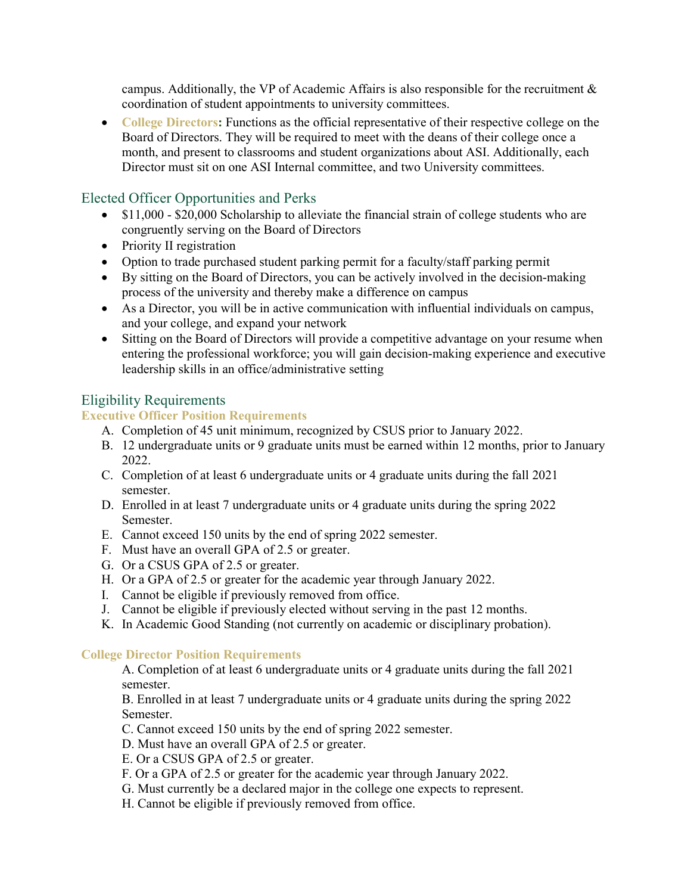campus. Additionally, the VP of Academic Affairs is also responsible for the recruitment & coordination of student appointments to university committees.

- **College Directors:** Functions as the official representative of their respective college on the Board of Directors. They will be required to meet with the deans of their college once a month, and present to classrooms and student organizations about ASI. Additionally, each Director must sit on one ASI Internal committee, and two University committees.

## Elected Officer Opportunities and Perks

- $11,000 - $20,000 Scholarship to alleviate the financial strain of college students who are congruently serving on the Board of Directors
- Priority II registration
- Option to trade purchased student parking permit for a faculty/staff parking permit
- By sitting on the Board of Directors, you can be actively involved in the decision-making process of the university and thereby make a difference on campus
- As a Director, you will be in active communication with influential individuals on campus, and your college, and expand your network
- Sitting on the Board of Directors will provide a competitive advantage on your resume when entering the professional workforce; you will gain decision-making experience and executive leadership skills in an office/administrative setting

## Eligibility Requirements

### Executive Officer Position Requirements

A. Completion of 45 unit minimum, recognized by CSUS prior to January 2022.
B. 12 undergraduate units or 9 graduate units must be earned within 12 months, prior to January 2022.
C. Completion of at least 6 undergraduate units or 4 graduate units during the fall 2021 semester.
D. Enrolled in at least 7 undergraduate units or 4 graduate units during the spring 2022 Semester.
E. Cannot exceed 150 units by the end of spring 2022 semester.
F. Must have an overall GPA of 2.5 or greater.
G. Or a CSUS GPA of 2.5 or greater.
H. Or a GPA of 2.5 or greater for the academic year through January 2022.
I. Cannot be eligible if previously removed from office.
J. Cannot be eligible if previously elected without serving in the past 12 months.
K. In Academic Good Standing (not currently on academic or disciplinary probation).

### College Director Position Requirements

A. Completion of at least 6 undergraduate units or 4 graduate units during the fall 2021 semester.
B. Enrolled in at least 7 undergraduate units or 4 graduate units during the spring 2022 Semester.
C. Cannot exceed 150 units by the end of spring 2022 semester.
D. Must have an overall GPA of 2.5 or greater.
E. Or a CSUS GPA of 2.5 or greater.
F. Or a GPA of 2.5 or greater for the academic year through January 2022.
G. Must currently be a declared major in the college one expects to represent.
H. Cannot be eligible if previously removed from office.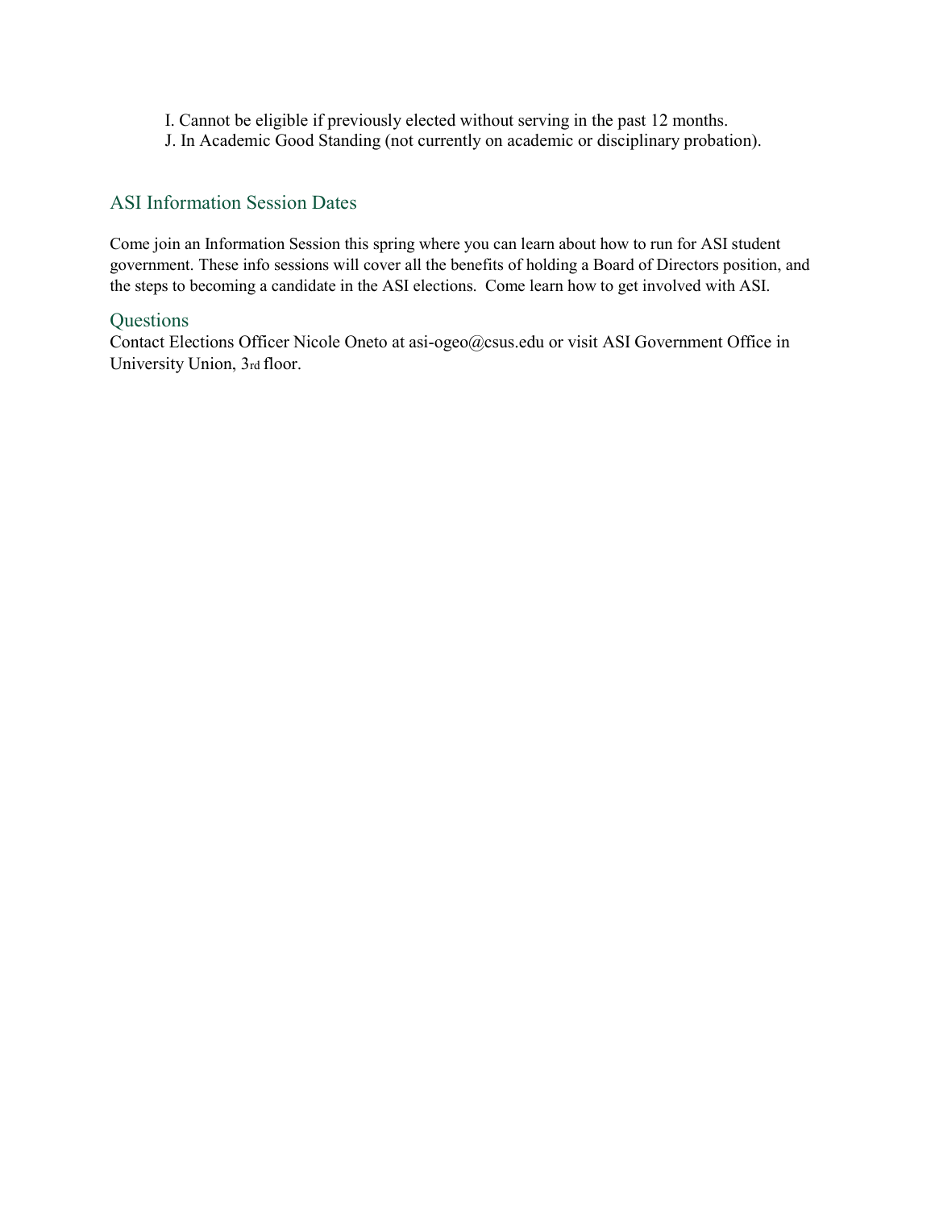I. Cannot be eligible if previously elected without serving in the past 12 months.
J. In Academic Good Standing (not currently on academic or disciplinary probation).

## ASI Information Session Dates

Come join an Information Session this spring where you can learn about how to run for ASI student government. These info sessions will cover all the benefits of holding a Board of Directors position, and the steps to becoming a candidate in the ASI elections. Come learn how to get involved with ASI.

## Questions

Contact Elections Officer Nicole Oneto at asi-ogeo@csus.edu or visit ASI Government Office in University Union, 3rd floor.